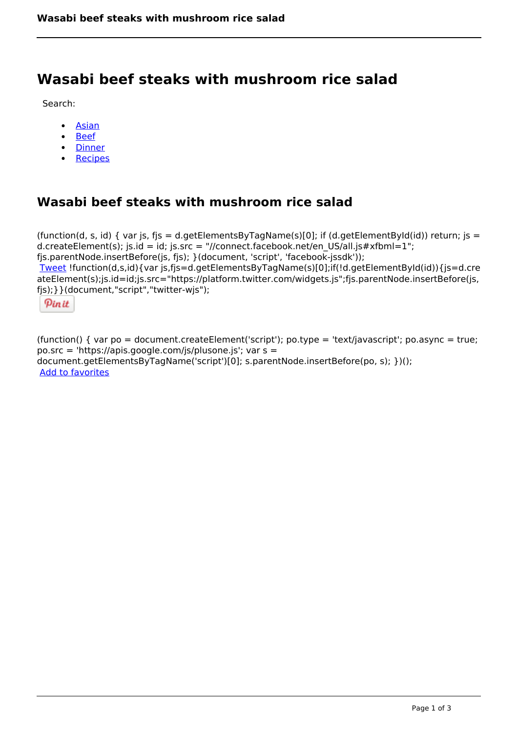# Wasabi beef steaks with mushroom rice salad

Search:

- Asian
- Beef
- Dinner
- Recipes

## Wasabi beef steaks with mushroom rice salad

(function(d, s, id) { var js, fjs = d.getElementsByTagName(s)[0]; if (d.getElementById(id)) return; js = d.createElement(s); js.id = id; js.src = "//connect.facebook.net/en_US/all.js#xfbml=1"; fjs.parentNode.insertBefore(js, fjs); }(document, 'script', 'facebook-jssdk'));
Tweet !function(d,s,id){var js,fjs=d.getElementsByTagName(s)[0];if(!d.getElementById(id)){js=d.createElement(s);js.id=id;js.src="https://platform.twitter.com/widgets.js";fjs.parentNode.insertBefore(js,fjs);}}(document,"script","twitter-wjs");

Pin it

(function() { var po = document.createElement('script'); po.type = 'text/javascript'; po.async = true; po.src = 'https://apis.google.com/js/plusone.js'; var s = document.getElementsByTagName('script')[0]; s.parentNode.insertBefore(po, s); })();
Add to favorites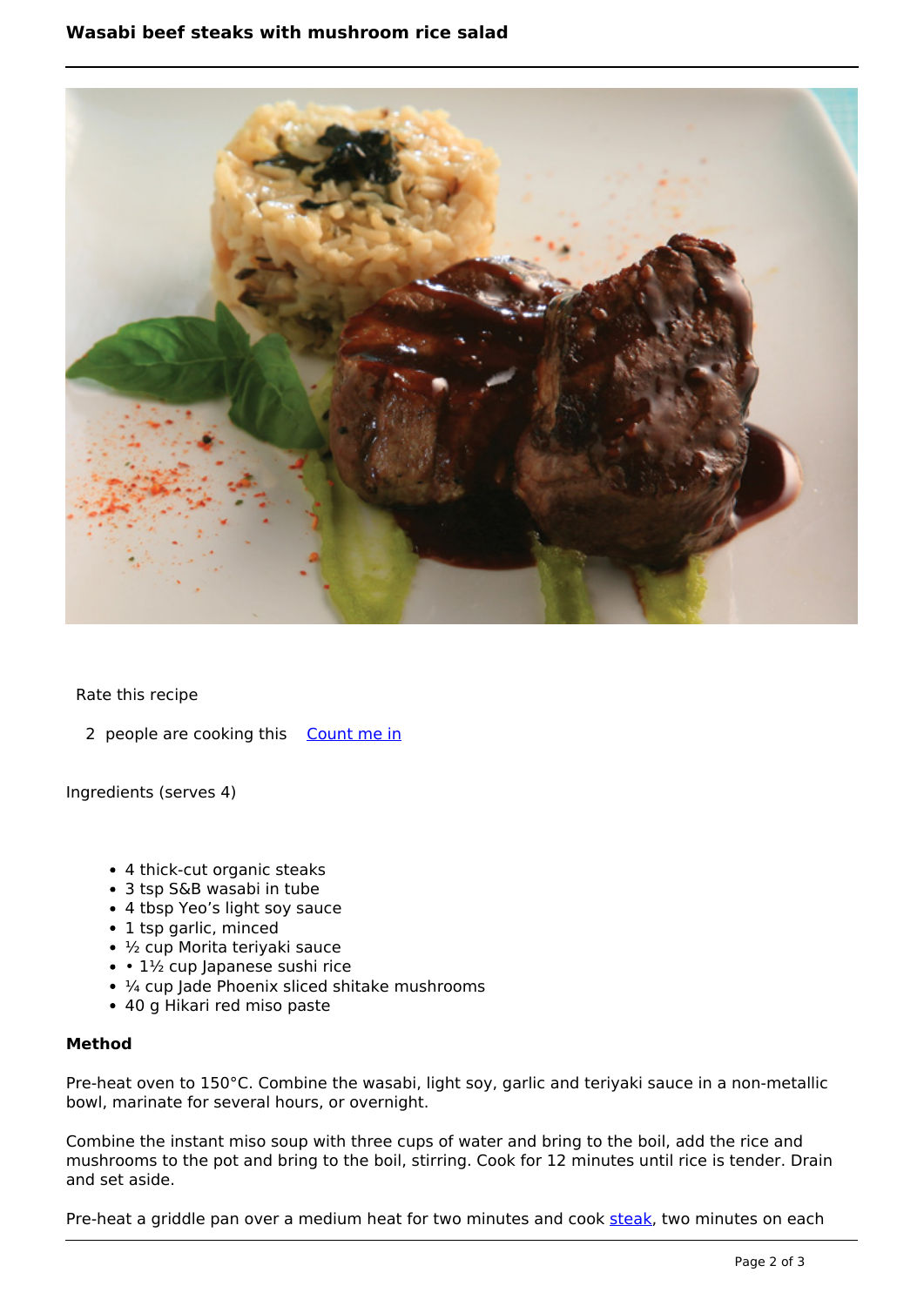# Wasabi beef steaks with mushroom rice salad

Rate this recipe

2 people are cooking this [Count me in]

Ingredients (serves 4)

- 4 thick-cut organic steaks
- 3 tsp S&B wasabi in tube
- 4 tbsp Yeo's light soy sauce
- 1 tsp garlic, minced
- ½ cup Morita teriyaki sauce
- • 1½ cup Japanese sushi rice
- ¼ cup Jade Phoenix sliced shitake mushrooms
- 40 g Hikari red miso paste

**Method**

Pre-heat oven to 150°C. Combine the wasabi, light soy, garlic and teriyaki sauce in a non-metallic bowl, marinate for several hours, or overnight.

Combine the instant miso soup with three cups of water and bring to the boil, add the rice and mushrooms to the pot and bring to the boil, stirring. Cook for 12 minutes until rice is tender. Drain and set aside.

Pre-heat a griddle pan over a medium heat for two minutes and cook steak, two minutes on each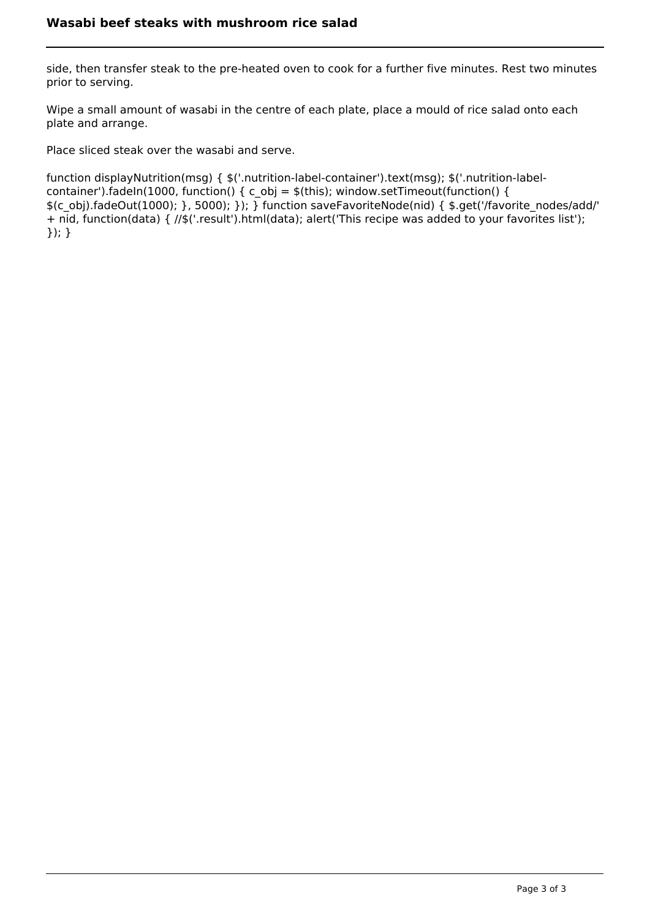side, then transfer steak to the pre-heated oven to cook for a further five minutes. Rest two minutes prior to serving.

Wipe a small amount of wasabi in the centre of each plate, place a mould of rice salad onto each plate and arrange.

Place sliced steak over the wasabi and serve.

```
function displayNutrition(msg) { $('.nutrition-label-container').text(msg); $('.nutrition-label-container').fadeIn(1000, function() { c_obj = $(this); window.setTimeout(function() { $(c_obj).fadeOut(1000); }, 5000); }); } function saveFavoriteNode(nid) { $.get('/favorite_nodes/add/' + nid, function(data) { //$('.result').html(data); alert('This recipe was added to your favorites list'); }); }
```